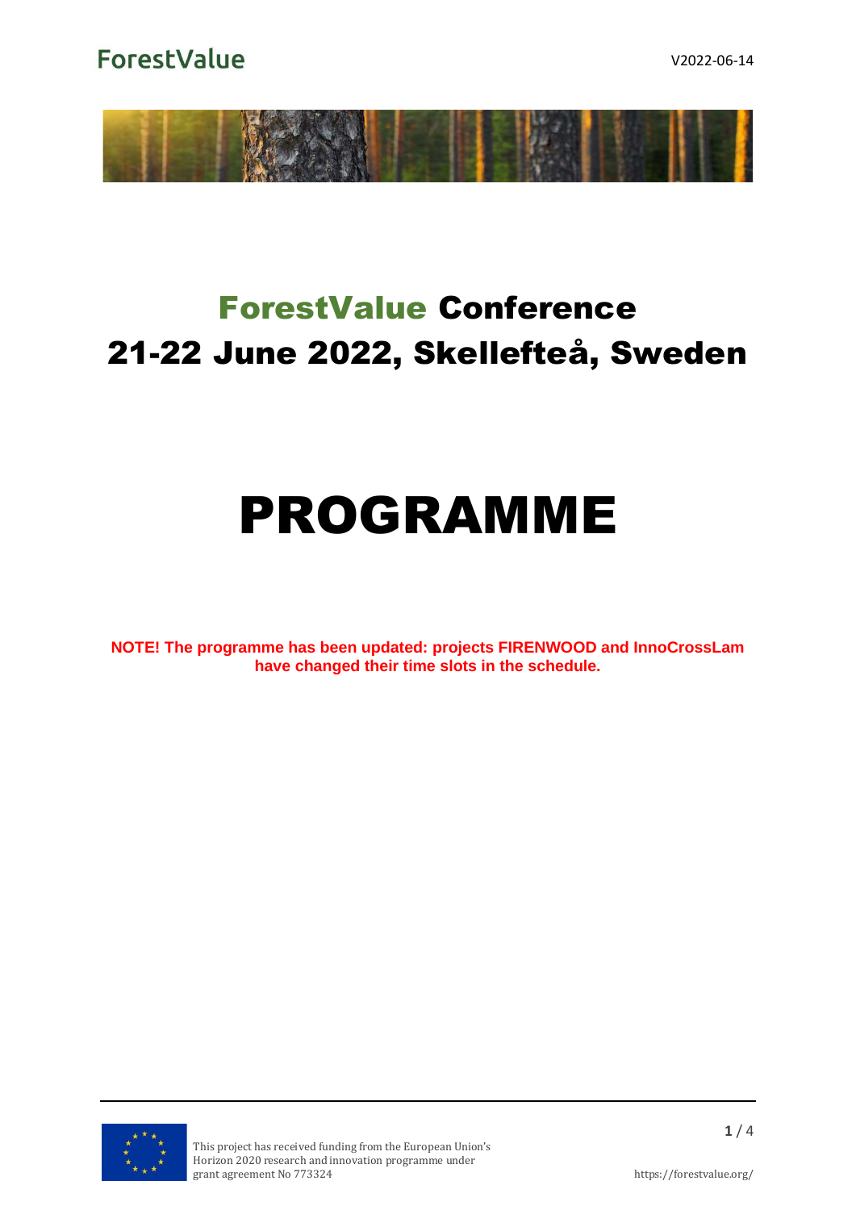# ForestValue Conference 21-22 June 2022, Skellefteå, Sweden

# PROGRAMME

**NOTE! The programme has been updated: projects FIRENWOOD and InnoCrossLam have changed their time slots in the schedule.**

This project has received funding from the European Union's Horizon 2020 research and innovation programme under grant agreement No 773324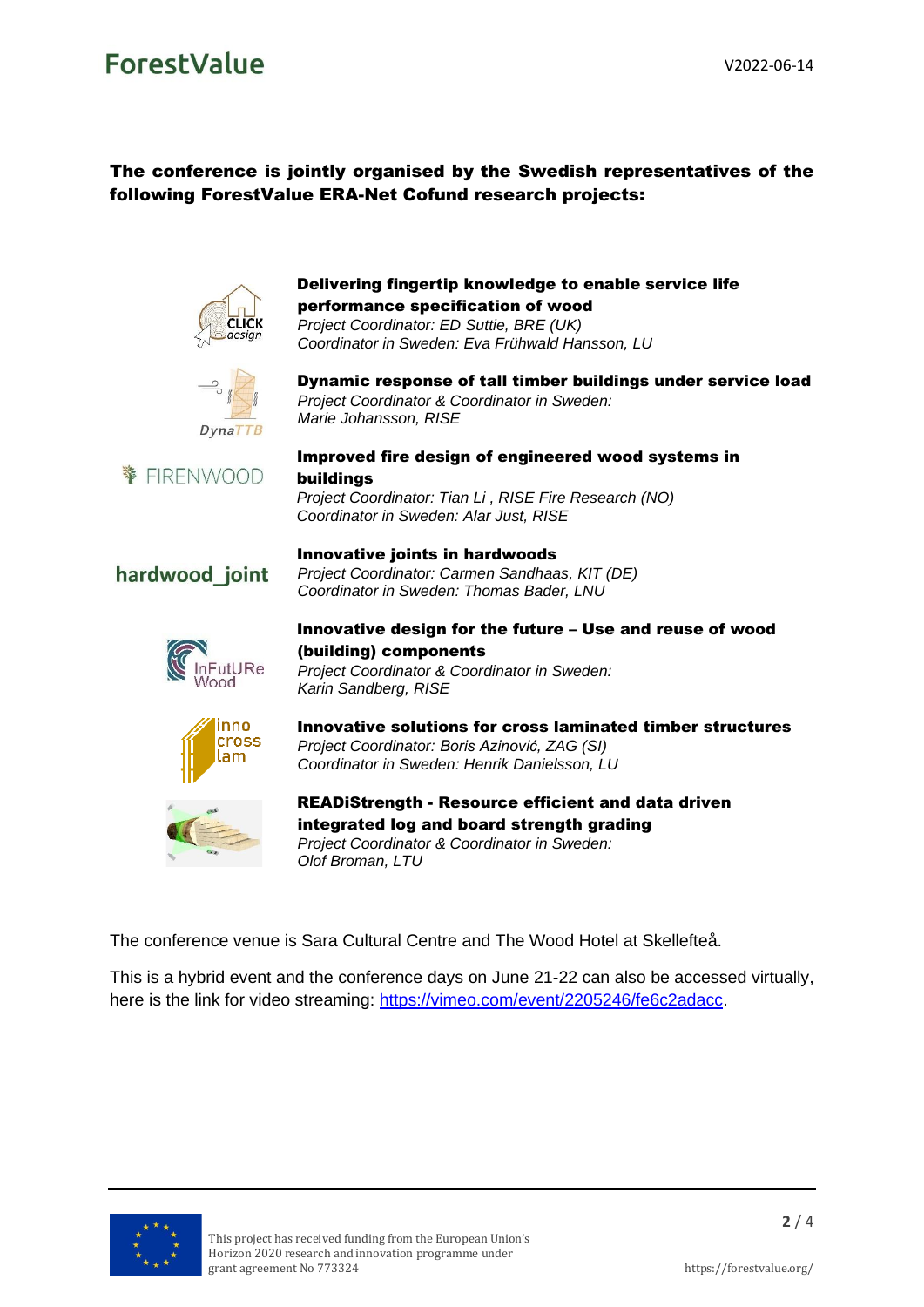**The conference is jointly organised by the Swedish representatives of the following ForestValue ERA-Net Cofund research projects:**

**Delivering fingertip knowledge to enable service life performance specification of wood**
*Project Coordinator: ED Suttie, BRE (UK)*
*Coordinator in Sweden: Eva Frühwald Hansson, LU*

**Dynamic response of tall timber buildings under service load**
*Project Coordinator & Coordinator in Sweden:*
*Marie Johansson, RISE*

**Improved fire design of engineered wood systems in buildings**
*Project Coordinator: Tian Li , RISE Fire Research (NO)*
*Coordinator in Sweden: Alar Just, RISE*

**Innovative joints in hardwoods**
*Project Coordinator: Carmen Sandhaas, KIT (DE)*
*Coordinator in Sweden: Thomas Bader, LNU*

**Innovative design for the future – Use and reuse of wood (building) components**
*Project Coordinator & Coordinator in Sweden:*
*Karin Sandberg, RISE*

**Innovative solutions for cross laminated timber structures**
*Project Coordinator: Boris Azinović, ZAG (SI)*
*Coordinator in Sweden: Henrik Danielsson, LU*

**READiStrength - Resource efficient and data driven integrated log and board strength grading**
*Project Coordinator & Coordinator in Sweden:*
*Olof Broman, LTU*

The conference venue is Sara Cultural Centre and The Wood Hotel at Skellefteå.

This is a hybrid event and the conference days on June 21-22 can also be accessed virtually, here is the link for video streaming: [https://vimeo.com/event/2205246/fe6c2adacc](https://vimeo.com/event/2205246/fe6c2adacc).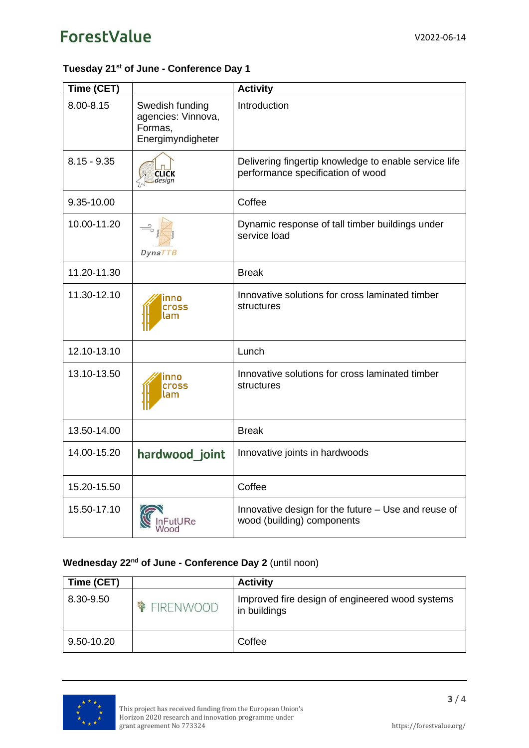### Tuesday 21st of June - Conference Day 1

| Time (CET) | | Activity |
|---|---|---|
| 8.00-8.15 | Swedish funding agencies: Vinnova, Formas, Energimyndigheter | Introduction |
| 8.15 - 9.35 | CLICK design | Delivering fingertip knowledge to enable service life performance specification of wood |
| 9.35-10.00 | | Coffee |
| 10.00-11.20 | DynaTTB | Dynamic response of tall timber buildings under service load |
| 11.20-11.30 | | Break |
| 11.30-12.10 | inno cross lam | Innovative solutions for cross laminated timber structures |
| 12.10-13.10 | | Lunch |
| 13.10-13.50 | inno cross lam | Innovative solutions for cross laminated timber structures |
| 13.50-14.00 | | Break |
| 14.00-15.20 | hardwood_joint | Innovative joints in hardwoods |
| 15.20-15.50 | | Coffee |
| 15.50-17.10 | InFutURe Wood | Innovative design for the future – Use and reuse of wood (building) components |

### Wednesday 22nd of June - Conference Day 2 (until noon)

| Time (CET) | | Activity |
|---|---|---|
| 8.30-9.50 | FIRENWOOD | Improved fire design of engineered wood systems in buildings |
| 9.50-10.20 | | Coffee |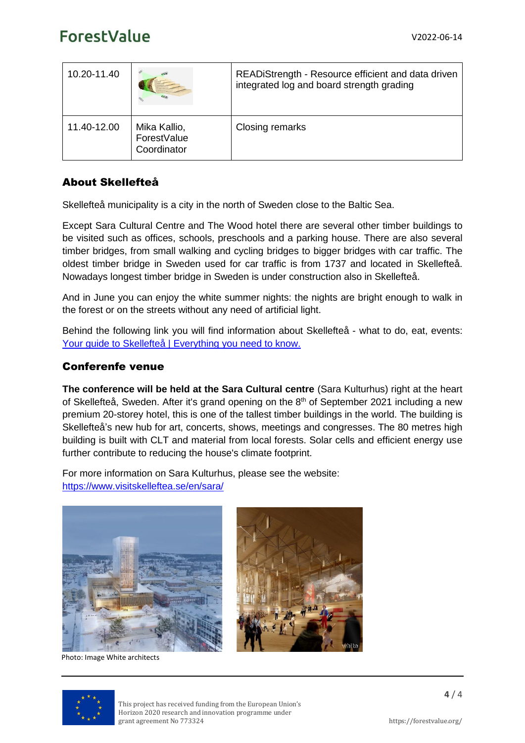| | | |
|---|---|---|
| 10.20-11.40 | | READiStrength - Resource efficient and data driven integrated log and board strength grading |
| 11.40-12.00 | Mika Kallio, ForestValue Coordinator | Closing remarks |

## About Skellefteå

Skellefteå municipality is a city in the north of Sweden close to the Baltic Sea.

Except Sara Cultural Centre and The Wood hotel there are several other timber buildings to be visited such as offices, schools, preschools and a parking house. There are also several timber bridges, from small walking and cycling bridges to bigger bridges with car traffic. The oldest timber bridge in Sweden used for car traffic is from 1737 and located in Skellefteå. Nowadays longest timber bridge in Sweden is under construction also in Skellefteå.

And in June you can enjoy the white summer nights: the nights are bright enough to walk in the forest or on the streets without any need of artificial light.

Behind the following link you will find information about Skellefteå - what to do, eat, events: [Your guide to Skellefteå | Everything you need to know.]

## Conferenfe venue

**The conference will be held at the Sara Cultural centre** (Sara Kulturhus) right at the heart of Skellefteå, Sweden. After it's grand opening on the 8th of September 2021 including a new premium 20-storey hotel, this is one of the tallest timber buildings in the world. The building is Skellefteå's new hub for art, concerts, shows, meetings and congresses. The 80 metres high building is built with CLT and material from local forests. Solar cells and efficient energy use further contribute to reducing the house's climate footprint.

For more information on Sara Kulturhus, please see the website:
https://www.visitskelleftea.se/en/sara/

Photo: Image White architects

This project has received funding from the European Union's Horizon 2020 research and innovation programme under grant agreement No 773324